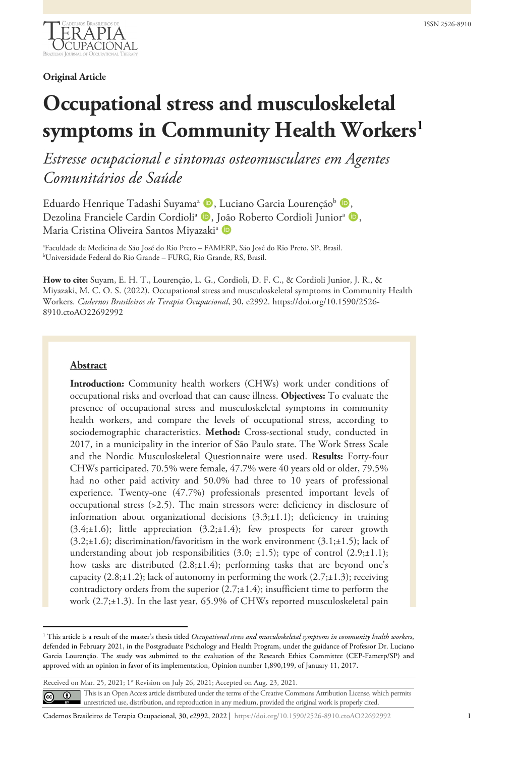Original Article

# Occupational stress and musculoskeletal symptoms in Community Health Workers[1]

*Estresse ocupacional e sintomas osteomusculares em Agentes Comunitários de Saúde*

Eduardo Henrique Tadashi Suyama[a], Luciano Garcia Lourenção[b], Dezolina Franciele Cardin Cordioli[a], João Roberto Cordioli Junior[a], Maria Cristina Oliveira Santos Miyazaki[a]

[a]Faculdade de Medicina de São José do Rio Preto – FAMERP, São José do Rio Preto, SP, Brasil.
[b]Universidade Federal do Rio Grande – FURG, Rio Grande, RS, Brasil.

**How to cite:** Suyam, E. H. T., Lourenção, L. G., Cordioli, D. F. C., & Cordioli Junior, J. R., & Miyazaki, M. C. O. S. (2022). Occupational stress and musculoskeletal symptoms in Community Health Workers. *Cadernos Brasileiros de Terapia Ocupacional*, 30, e2992. https://doi.org/10.1590/2526-8910.ctoAO22692992

## Abstract

**Introduction:** Community health workers (CHWs) work under conditions of occupational risks and overload that can cause illness. **Objectives:** To evaluate the presence of occupational stress and musculoskeletal symptoms in community health workers, and compare the levels of occupational stress, according to sociodemographic characteristics. **Method:** Cross-sectional study, conducted in 2017, in a municipality in the interior of São Paulo state. The Work Stress Scale and the Nordic Musculoskeletal Questionnaire were used. **Results:** Forty-four CHWs participated, 70.5% were female, 47.7% were 40 years old or older, 79.5% had no other paid activity and 50.0% had three to 10 years of professional experience. Twenty-one (47.7%) professionals presented important levels of occupational stress (>2.5). The main stressors were: deficiency in disclosure of information about organizational decisions (3.3;±1.1); deficiency in training (3.4;±1.6); little appreciation (3.2;±1.4); few prospects for career growth (3.2;±1.6); discrimination/favoritism in the work environment (3.1;±1.5); lack of understanding about job responsibilities (3.0; ±1.5); type of control (2.9;±1.1); how tasks are distributed (2.8;±1.4); performing tasks that are beyond one's capacity (2.8;±1.2); lack of autonomy in performing the work (2.7;±1.3); receiving contradictory orders from the superior (2.7;±1.4); insufficient time to perform the work (2.7;±1.3). In the last year, 65.9% of CHWs reported musculoskeletal pain

---

[1] This article is a result of the master's thesis titled *Occupational stress and musculoskeletal symptoms in community health workers*, defended in February 2021, in the Postgraduate Psychology and Health Program, under the guidance of Professor Dr. Luciano Garcia Lourenção. The study was submitted to the evaluation of the Research Ethics Committee (CEP-Famerp/SP) and approved with an opinion in favor of its implementation, Opinion number 1,890,199, of January 11, 2017.

Received on Mar. 25, 2021; 1st Revision on July 26, 2021; Accepted on Aug. 23, 2021.

This is an Open Access article distributed under the terms of the Creative Commons Attribution License, which permits unrestricted use, distribution, and reproduction in any medium, provided the original work is properly cited.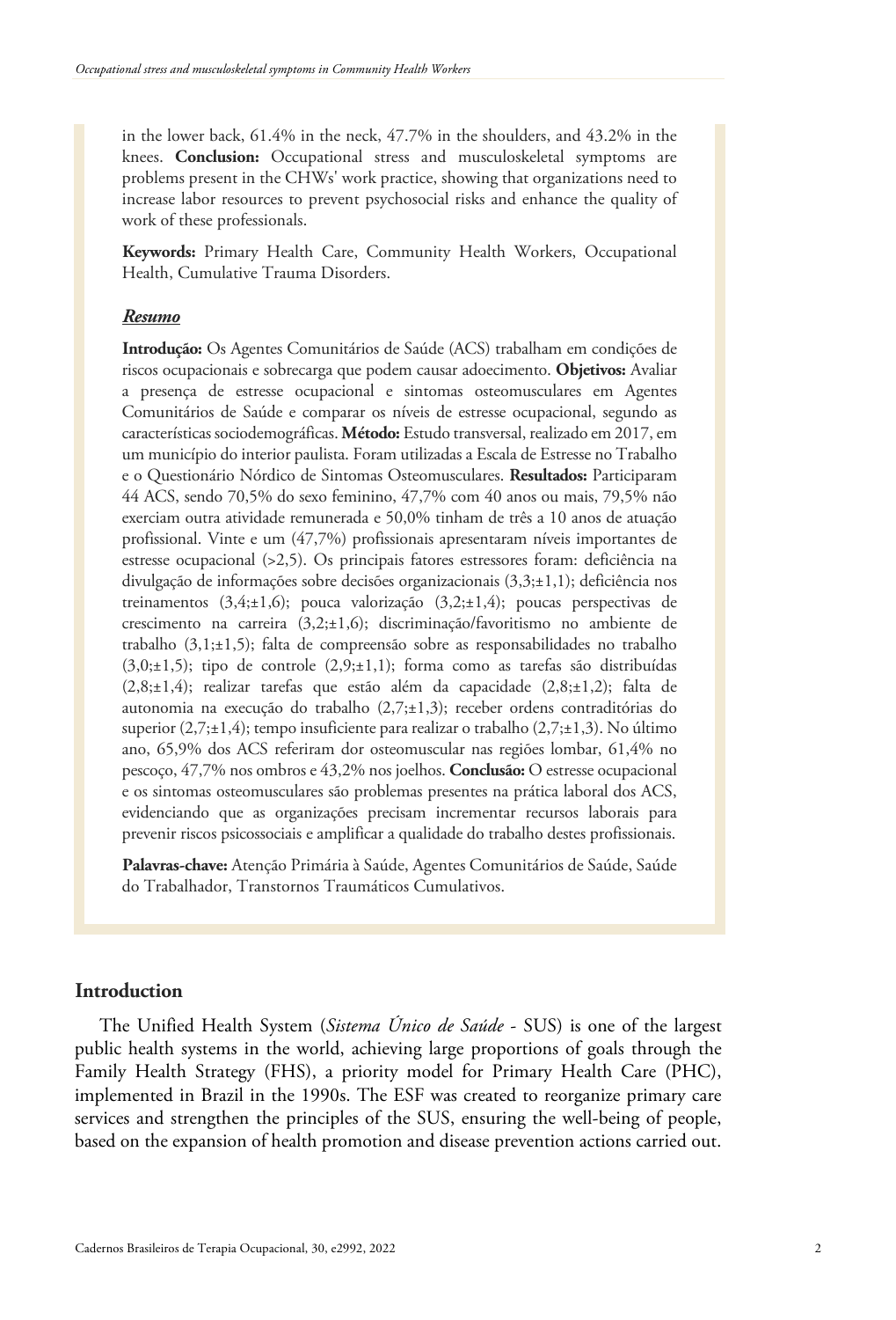in the lower back, 61.4% in the neck, 47.7% in the shoulders, and 43.2% in the knees. **Conclusion:** Occupational stress and musculoskeletal symptoms are problems present in the CHWs' work practice, showing that organizations need to increase labor resources to prevent psychosocial risks and enhance the quality of work of these professionals.

**Keywords:** Primary Health Care, Community Health Workers, Occupational Health, Cumulative Trauma Disorders.

***Resumo***

**Introdução:** Os Agentes Comunitários de Saúde (ACS) trabalham em condições de riscos ocupacionais e sobrecarga que podem causar adoecimento. **Objetivos:** Avaliar a presença de estresse ocupacional e sintomas osteomusculares em Agentes Comunitários de Saúde e comparar os níveis de estresse ocupacional, segundo as características sociodemográficas. **Método:** Estudo transversal, realizado em 2017, em um município do interior paulista. Foram utilizadas a Escala de Estresse no Trabalho e o Questionário Nórdico de Sintomas Osteomusculares. **Resultados:** Participaram 44 ACS, sendo 70,5% do sexo feminino, 47,7% com 40 anos ou mais, 79,5% não exerciam outra atividade remunerada e 50,0% tinham de três a 10 anos de atuação profissional. Vinte e um (47,7%) profissionais apresentaram níveis importantes de estresse ocupacional (>2,5). Os principais fatores estressores foram: deficiência na divulgação de informações sobre decisões organizacionais (3,3;±1,1); deficiência nos treinamentos (3,4;±1,6); pouca valorização (3,2;±1,4); poucas perspectivas de crescimento na carreira (3,2;±1,6); discriminação/favoritismo no ambiente de trabalho (3,1;±1,5); falta de compreensão sobre as responsabilidades no trabalho (3,0;±1,5); tipo de controle (2,9;±1,1); forma como as tarefas são distribuídas (2,8;±1,4); realizar tarefas que estão além da capacidade (2,8;±1,2); falta de autonomia na execução do trabalho (2,7;±1,3); receber ordens contraditórias do superior (2,7;±1,4); tempo insuficiente para realizar o trabalho (2,7;±1,3). No último ano, 65,9% dos ACS referiram dor osteomuscular nas regiões lombar, 61,4% no pescoço, 47,7% nos ombros e 43,2% nos joelhos. **Conclusão:** O estresse ocupacional e os sintomas osteomusculares são problemas presentes na prática laboral dos ACS, evidenciando que as organizações precisam incrementar recursos laborais para prevenir riscos psicossociais e amplificar a qualidade do trabalho destes profissionais.

**Palavras-chave:** Atenção Primária à Saúde, Agentes Comunitários de Saúde, Saúde do Trabalhador, Transtornos Traumáticos Cumulativos.

## Introduction

The Unified Health System (*Sistema Único de Saúde* - SUS) is one of the largest public health systems in the world, achieving large proportions of goals through the Family Health Strategy (FHS), a priority model for Primary Health Care (PHC), implemented in Brazil in the 1990s. The ESF was created to reorganize primary care services and strengthen the principles of the SUS, ensuring the well-being of people, based on the expansion of health promotion and disease prevention actions carried out.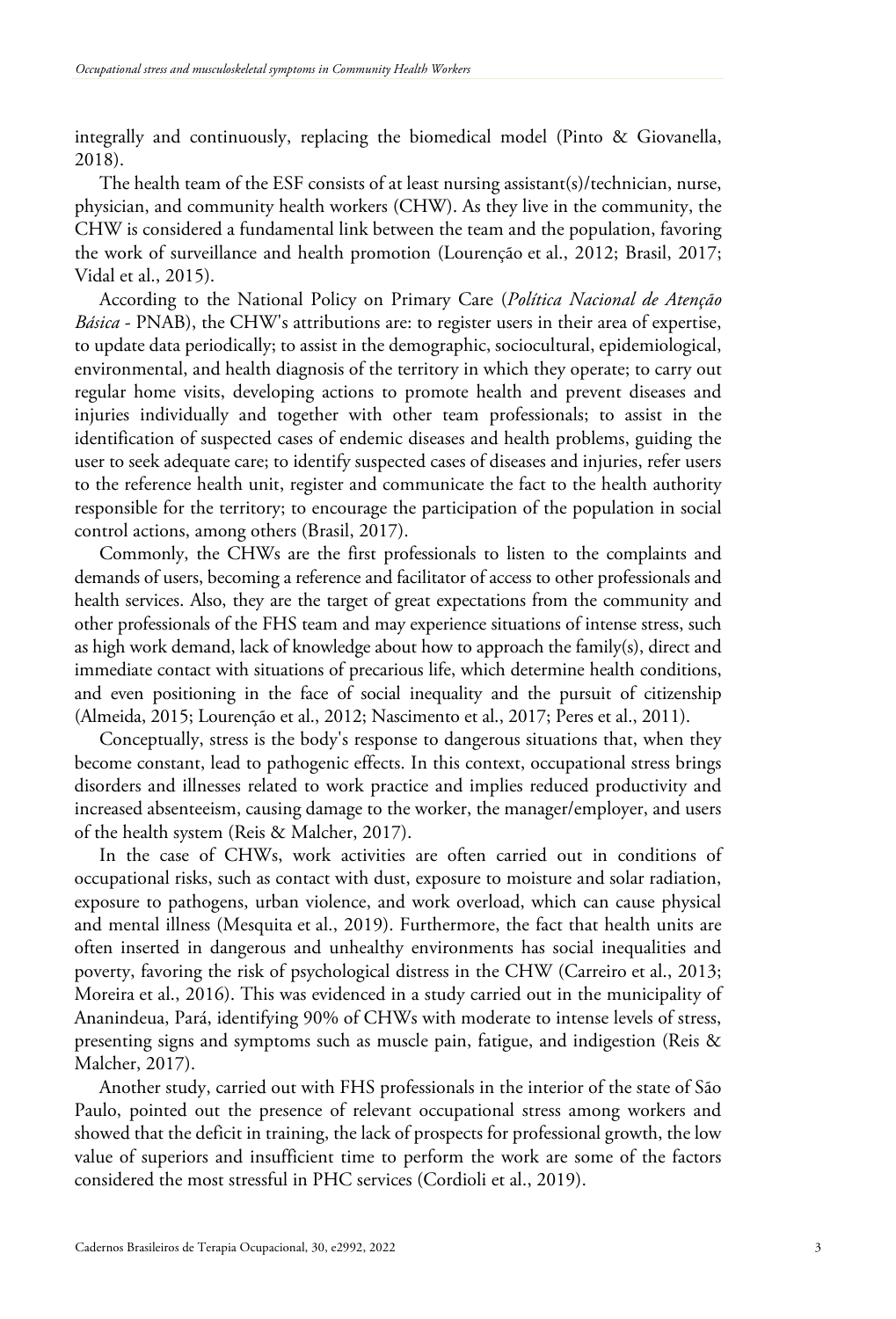integrally and continuously, replacing the biomedical model (Pinto & Giovanella, 2018).

The health team of the ESF consists of at least nursing assistant(s)/technician, nurse, physician, and community health workers (CHW). As they live in the community, the CHW is considered a fundamental link between the team and the population, favoring the work of surveillance and health promotion (Lourenção et al., 2012; Brasil, 2017; Vidal et al., 2015).

According to the National Policy on Primary Care (*Política Nacional de Atenção Básica* - PNAB), the CHW's attributions are: to register users in their area of expertise, to update data periodically; to assist in the demographic, sociocultural, epidemiological, environmental, and health diagnosis of the territory in which they operate; to carry out regular home visits, developing actions to promote health and prevent diseases and injuries individually and together with other team professionals; to assist in the identification of suspected cases of endemic diseases and health problems, guiding the user to seek adequate care; to identify suspected cases of diseases and injuries, refer users to the reference health unit, register and communicate the fact to the health authority responsible for the territory; to encourage the participation of the population in social control actions, among others (Brasil, 2017).

Commonly, the CHWs are the first professionals to listen to the complaints and demands of users, becoming a reference and facilitator of access to other professionals and health services. Also, they are the target of great expectations from the community and other professionals of the FHS team and may experience situations of intense stress, such as high work demand, lack of knowledge about how to approach the family(s), direct and immediate contact with situations of precarious life, which determine health conditions, and even positioning in the face of social inequality and the pursuit of citizenship (Almeida, 2015; Lourenção et al., 2012; Nascimento et al., 2017; Peres et al., 2011).

Conceptually, stress is the body's response to dangerous situations that, when they become constant, lead to pathogenic effects. In this context, occupational stress brings disorders and illnesses related to work practice and implies reduced productivity and increased absenteeism, causing damage to the worker, the manager/employer, and users of the health system (Reis & Malcher, 2017).

In the case of CHWs, work activities are often carried out in conditions of occupational risks, such as contact with dust, exposure to moisture and solar radiation, exposure to pathogens, urban violence, and work overload, which can cause physical and mental illness (Mesquita et al., 2019). Furthermore, the fact that health units are often inserted in dangerous and unhealthy environments has social inequalities and poverty, favoring the risk of psychological distress in the CHW (Carreiro et al., 2013; Moreira et al., 2016). This was evidenced in a study carried out in the municipality of Ananindeua, Pará, identifying 90% of CHWs with moderate to intense levels of stress, presenting signs and symptoms such as muscle pain, fatigue, and indigestion (Reis & Malcher, 2017).

Another study, carried out with FHS professionals in the interior of the state of São Paulo, pointed out the presence of relevant occupational stress among workers and showed that the deficit in training, the lack of prospects for professional growth, the low value of superiors and insufficient time to perform the work are some of the factors considered the most stressful in PHC services (Cordioli et al., 2019).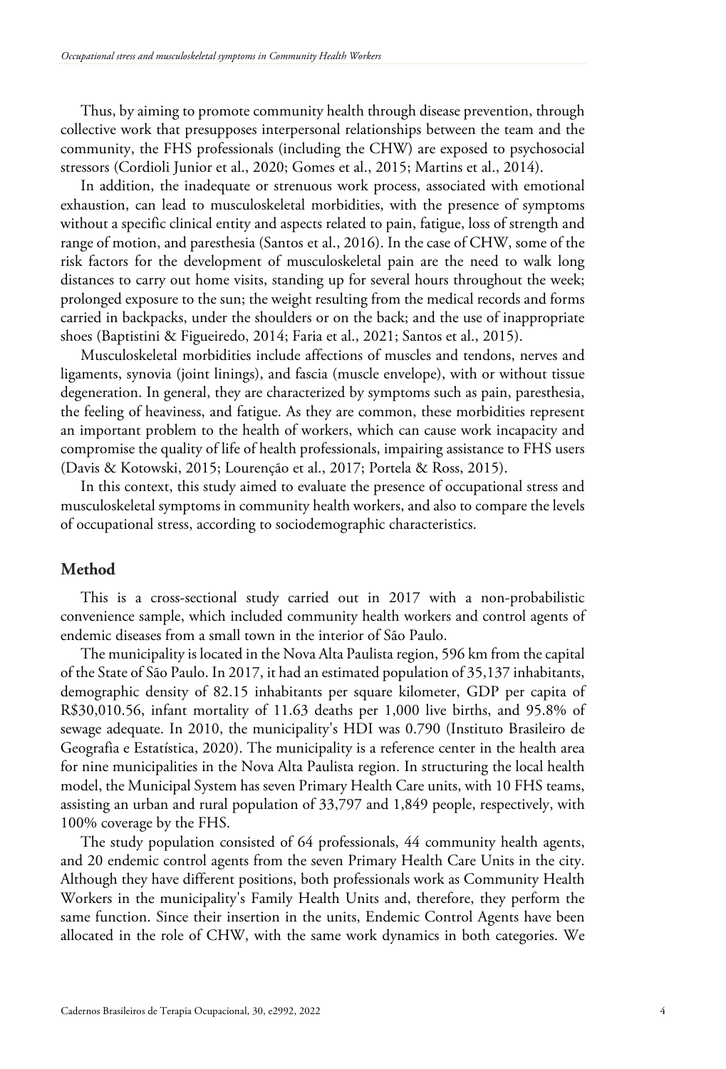Thus, by aiming to promote community health through disease prevention, through collective work that presupposes interpersonal relationships between the team and the community, the FHS professionals (including the CHW) are exposed to psychosocial stressors (Cordioli Junior et al., 2020; Gomes et al., 2015; Martins et al., 2014).

In addition, the inadequate or strenuous work process, associated with emotional exhaustion, can lead to musculoskeletal morbidities, with the presence of symptoms without a specific clinical entity and aspects related to pain, fatigue, loss of strength and range of motion, and paresthesia (Santos et al., 2016). In the case of CHW, some of the risk factors for the development of musculoskeletal pain are the need to walk long distances to carry out home visits, standing up for several hours throughout the week; prolonged exposure to the sun; the weight resulting from the medical records and forms carried in backpacks, under the shoulders or on the back; and the use of inappropriate shoes (Baptistini & Figueiredo, 2014; Faria et al., 2021; Santos et al., 2015).

Musculoskeletal morbidities include affections of muscles and tendons, nerves and ligaments, synovia (joint linings), and fascia (muscle envelope), with or without tissue degeneration. In general, they are characterized by symptoms such as pain, paresthesia, the feeling of heaviness, and fatigue. As they are common, these morbidities represent an important problem to the health of workers, which can cause work incapacity and compromise the quality of life of health professionals, impairing assistance to FHS users (Davis & Kotowski, 2015; Lourenção et al., 2017; Portela & Ross, 2015).

In this context, this study aimed to evaluate the presence of occupational stress and musculoskeletal symptoms in community health workers, and also to compare the levels of occupational stress, according to sociodemographic characteristics.

## Method

This is a cross-sectional study carried out in 2017 with a non-probabilistic convenience sample, which included community health workers and control agents of endemic diseases from a small town in the interior of São Paulo.

The municipality is located in the Nova Alta Paulista region, 596 km from the capital of the State of São Paulo. In 2017, it had an estimated population of 35,137 inhabitants, demographic density of 82.15 inhabitants per square kilometer, GDP per capita of R$30,010.56, infant mortality of 11.63 deaths per 1,000 live births, and 95.8% of sewage adequate. In 2010, the municipality's HDI was 0.790 (Instituto Brasileiro de Geografia e Estatística, 2020). The municipality is a reference center in the health area for nine municipalities in the Nova Alta Paulista region. In structuring the local health model, the Municipal System has seven Primary Health Care units, with 10 FHS teams, assisting an urban and rural population of 33,797 and 1,849 people, respectively, with 100% coverage by the FHS.

The study population consisted of 64 professionals, 44 community health agents, and 20 endemic control agents from the seven Primary Health Care Units in the city. Although they have different positions, both professionals work as Community Health Workers in the municipality's Family Health Units and, therefore, they perform the same function. Since their insertion in the units, Endemic Control Agents have been allocated in the role of CHW, with the same work dynamics in both categories. We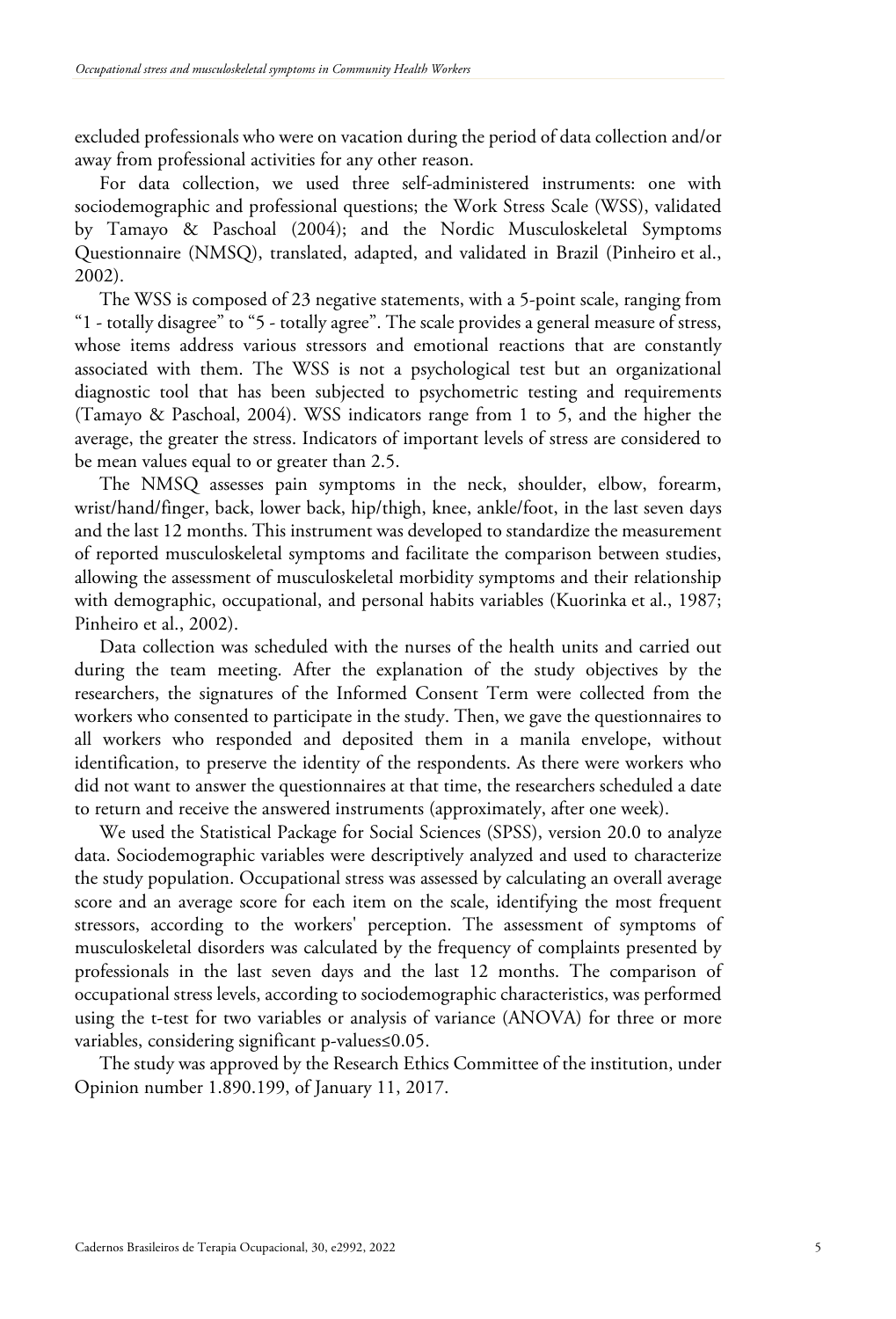excluded professionals who were on vacation during the period of data collection and/or away from professional activities for any other reason.

For data collection, we used three self-administered instruments: one with sociodemographic and professional questions; the Work Stress Scale (WSS), validated by Tamayo & Paschoal (2004); and the Nordic Musculoskeletal Symptoms Questionnaire (NMSQ), translated, adapted, and validated in Brazil (Pinheiro et al., 2002).

The WSS is composed of 23 negative statements, with a 5-point scale, ranging from "1 - totally disagree" to "5 - totally agree". The scale provides a general measure of stress, whose items address various stressors and emotional reactions that are constantly associated with them. The WSS is not a psychological test but an organizational diagnostic tool that has been subjected to psychometric testing and requirements (Tamayo & Paschoal, 2004). WSS indicators range from 1 to 5, and the higher the average, the greater the stress. Indicators of important levels of stress are considered to be mean values equal to or greater than 2.5.

The NMSQ assesses pain symptoms in the neck, shoulder, elbow, forearm, wrist/hand/finger, back, lower back, hip/thigh, knee, ankle/foot, in the last seven days and the last 12 months. This instrument was developed to standardize the measurement of reported musculoskeletal symptoms and facilitate the comparison between studies, allowing the assessment of musculoskeletal morbidity symptoms and their relationship with demographic, occupational, and personal habits variables (Kuorinka et al., 1987; Pinheiro et al., 2002).

Data collection was scheduled with the nurses of the health units and carried out during the team meeting. After the explanation of the study objectives by the researchers, the signatures of the Informed Consent Term were collected from the workers who consented to participate in the study. Then, we gave the questionnaires to all workers who responded and deposited them in a manila envelope, without identification, to preserve the identity of the respondents. As there were workers who did not want to answer the questionnaires at that time, the researchers scheduled a date to return and receive the answered instruments (approximately, after one week).

We used the Statistical Package for Social Sciences (SPSS), version 20.0 to analyze data. Sociodemographic variables were descriptively analyzed and used to characterize the study population. Occupational stress was assessed by calculating an overall average score and an average score for each item on the scale, identifying the most frequent stressors, according to the workers' perception. The assessment of symptoms of musculoskeletal disorders was calculated by the frequency of complaints presented by professionals in the last seven days and the last 12 months. The comparison of occupational stress levels, according to sociodemographic characteristics, was performed using the t-test for two variables or analysis of variance (ANOVA) for three or more variables, considering significant p-values$\leq$0.05.

The study was approved by the Research Ethics Committee of the institution, under Opinion number 1.890.199, of January 11, 2017.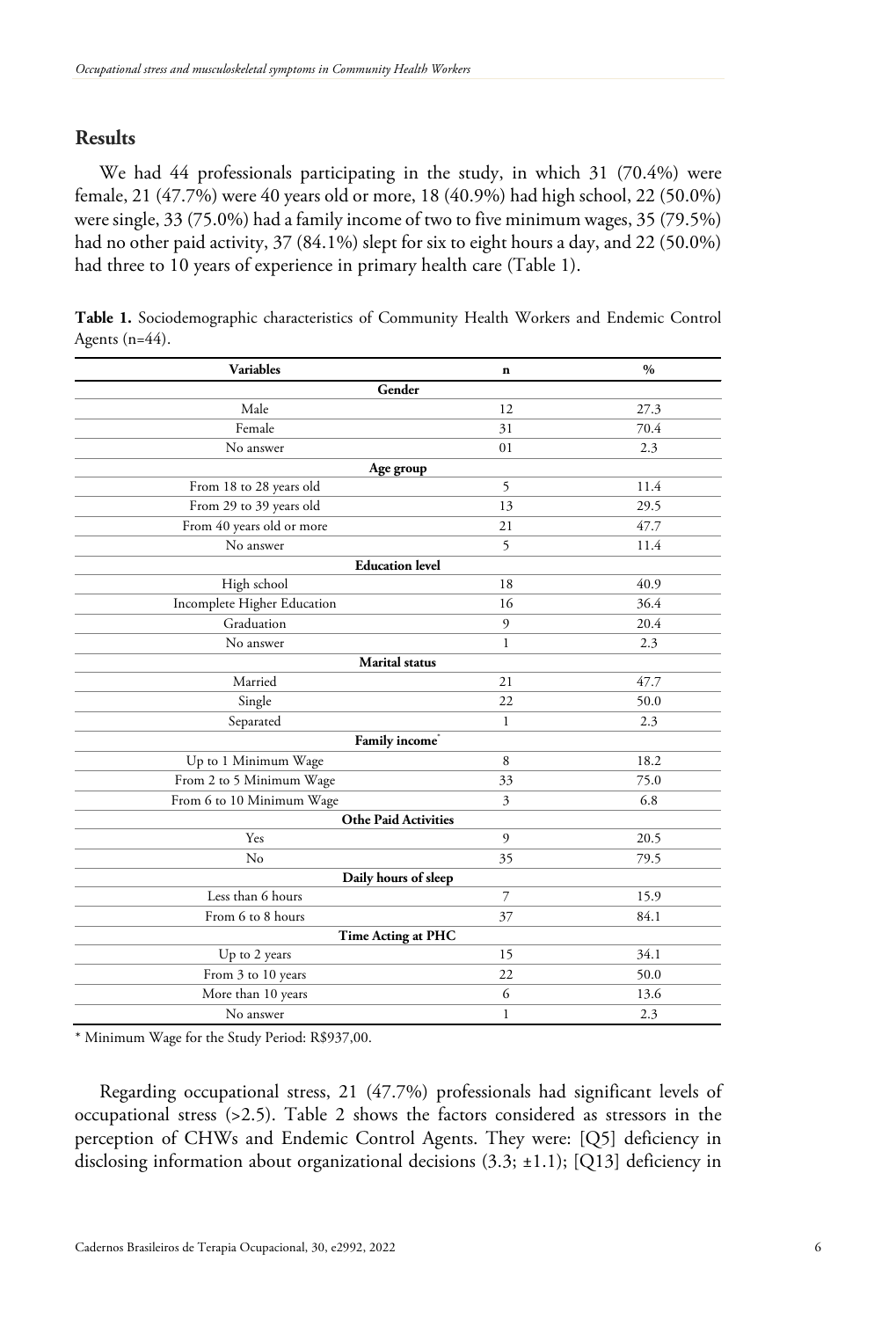## Results

We had 44 professionals participating in the study, in which 31 (70.4%) were female, 21 (47.7%) were 40 years old or more, 18 (40.9%) had high school, 22 (50.0%) were single, 33 (75.0%) had a family income of two to five minimum wages, 35 (79.5%) had no other paid activity, 37 (84.1%) slept for six to eight hours a day, and 22 (50.0%) had three to 10 years of experience in primary health care (Table 1).

**Table 1.** Sociodemographic characteristics of Community Health Workers and Endemic Control Agents (n=44).

| Variables | n | % |
|---|---|---|
| **Gender** | | |
| Male | 12 | 27.3 |
| Female | 31 | 70.4 |
| No answer | 01 | 2.3 |
| **Age group** | | |
| From 18 to 28 years old | 5 | 11.4 |
| From 29 to 39 years old | 13 | 29.5 |
| From 40 years old or more | 21 | 47.7 |
| No answer | 5 | 11.4 |
| **Education level** | | |
| High school | 18 | 40.9 |
| Incomplete Higher Education | 16 | 36.4 |
| Graduation | 9 | 20.4 |
| No answer | 1 | 2.3 |
| **Marital status** | | |
| Married | 21 | 47.7 |
| Single | 22 | 50.0 |
| Separated | 1 | 2.3 |
| **Family income*** | | |
| Up to 1 Minimum Wage | 8 | 18.2 |
| From 2 to 5 Minimum Wage | 33 | 75.0 |
| From 6 to 10 Minimum Wage | 3 | 6.8 |
| **Othe Paid Activities** | | |
| Yes | 9 | 20.5 |
| No | 35 | 79.5 |
| **Daily hours of sleep** | | |
| Less than 6 hours | 7 | 15.9 |
| From 6 to 8 hours | 37 | 84.1 |
| **Time Acting at PHC** | | |
| Up to 2 years | 15 | 34.1 |
| From 3 to 10 years | 22 | 50.0 |
| More than 10 years | 6 | 13.6 |
| No answer | 1 | 2.3 |

* Minimum Wage for the Study Period: R$937,00.

Regarding occupational stress, 21 (47.7%) professionals had significant levels of occupational stress (>2.5). Table 2 shows the factors considered as stressors in the perception of CHWs and Endemic Control Agents. They were: [Q5] deficiency in disclosing information about organizational decisions (3.3; ±1.1); [Q13] deficiency in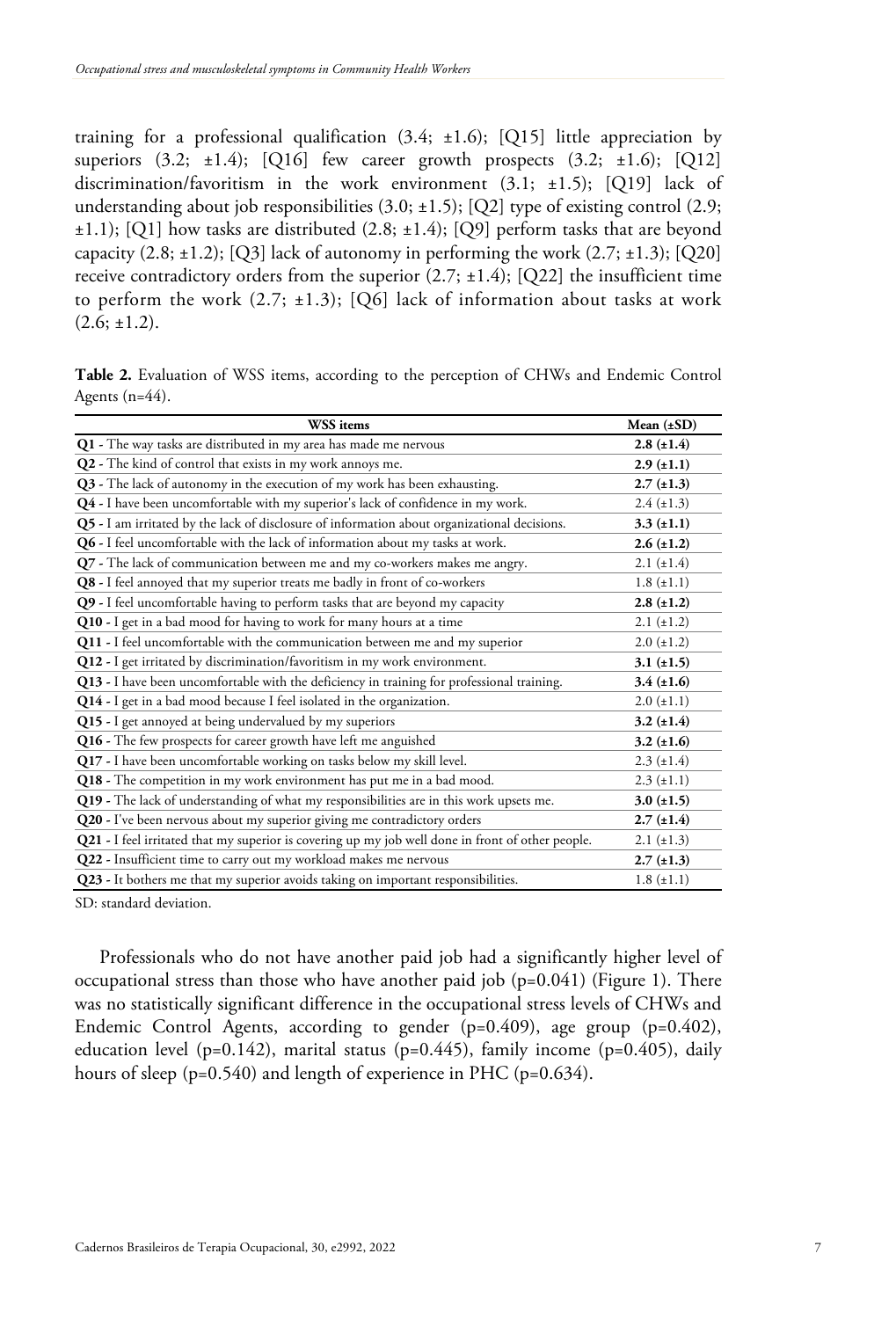training for a professional qualification (3.4; ±1.6); [Q15] little appreciation by superiors (3.2; ±1.4); [Q16] few career growth prospects (3.2; ±1.6); [Q12] discrimination/favoritism in the work environment (3.1; ±1.5); [Q19] lack of understanding about job responsibilities (3.0; ±1.5); [Q2] type of existing control (2.9; ±1.1); [Q1] how tasks are distributed (2.8; ±1.4); [Q9] perform tasks that are beyond capacity (2.8; ±1.2); [Q3] lack of autonomy in performing the work (2.7; ±1.3); [Q20] receive contradictory orders from the superior (2.7; ±1.4); [Q22] the insufficient time to perform the work (2.7; ±1.3); [Q6] lack of information about tasks at work (2.6; ±1.2).

**Table 2.** Evaluation of WSS items, according to the perception of CHWs and Endemic Control Agents (n=44).

| WSS items | Mean (±SD) |
|---|---|
| **Q1** - The way tasks are distributed in my area has made me nervous | **2.8 (±1.4)** |
| **Q2** - The kind of control that exists in my work annoys me. | **2.9 (±1.1)** |
| **Q3** - The lack of autonomy in the execution of my work has been exhausting. | **2.7 (±1.3)** |
| **Q4** - I have been uncomfortable with my superior's lack of confidence in my work. | 2.4 (±1.3) |
| **Q5** - I am irritated by the lack of disclosure of information about organizational decisions. | **3.3 (±1.1)** |
| **Q6** - I feel uncomfortable with the lack of information about my tasks at work. | **2.6 (±1.2)** |
| **Q7** - The lack of communication between me and my co-workers makes me angry. | 2.1 (±1.4) |
| **Q8** - I feel annoyed that my superior treats me badly in front of co-workers | 1.8 (±1.1) |
| **Q9** - I feel uncomfortable having to perform tasks that are beyond my capacity | **2.8 (±1.2)** |
| **Q10** - I get in a bad mood for having to work for many hours at a time | 2.1 (±1.2) |
| **Q11** - I feel uncomfortable with the communication between me and my superior | 2.0 (±1.2) |
| **Q12** - I get irritated by discrimination/favoritism in my work environment. | **3.1 (±1.5)** |
| **Q13** - I have been uncomfortable with the deficiency in training for professional training. | **3.4 (±1.6)** |
| **Q14** - I get in a bad mood because I feel isolated in the organization. | 2.0 (±1.1) |
| **Q15** - I get annoyed at being undervalued by my superiors | **3.2 (±1.4)** |
| **Q16** - The few prospects for career growth have left me anguished | **3.2 (±1.6)** |
| **Q17** - I have been uncomfortable working on tasks below my skill level. | 2.3 (±1.4) |
| **Q18** - The competition in my work environment has put me in a bad mood. | 2.3 (±1.1) |
| **Q19** - The lack of understanding of what my responsibilities are in this work upsets me. | **3.0 (±1.5)** |
| **Q20** - I've been nervous about my superior giving me contradictory orders | **2.7 (±1.4)** |
| **Q21** - I feel irritated that my superior is covering up my job well done in front of other people. | 2.1 (±1.3) |
| **Q22** - Insufficient time to carry out my workload makes me nervous | **2.7 (±1.3)** |
| **Q23** - It bothers me that my superior avoids taking on important responsibilities. | 1.8 (±1.1) |

SD: standard deviation.

Professionals who do not have another paid job had a significantly higher level of occupational stress than those who have another paid job (p=0.041) (Figure 1). There was no statistically significant difference in the occupational stress levels of CHWs and Endemic Control Agents, according to gender (p=0.409), age group (p=0.402), education level (p=0.142), marital status (p=0.445), family income (p=0.405), daily hours of sleep (p=0.540) and length of experience in PHC (p=0.634).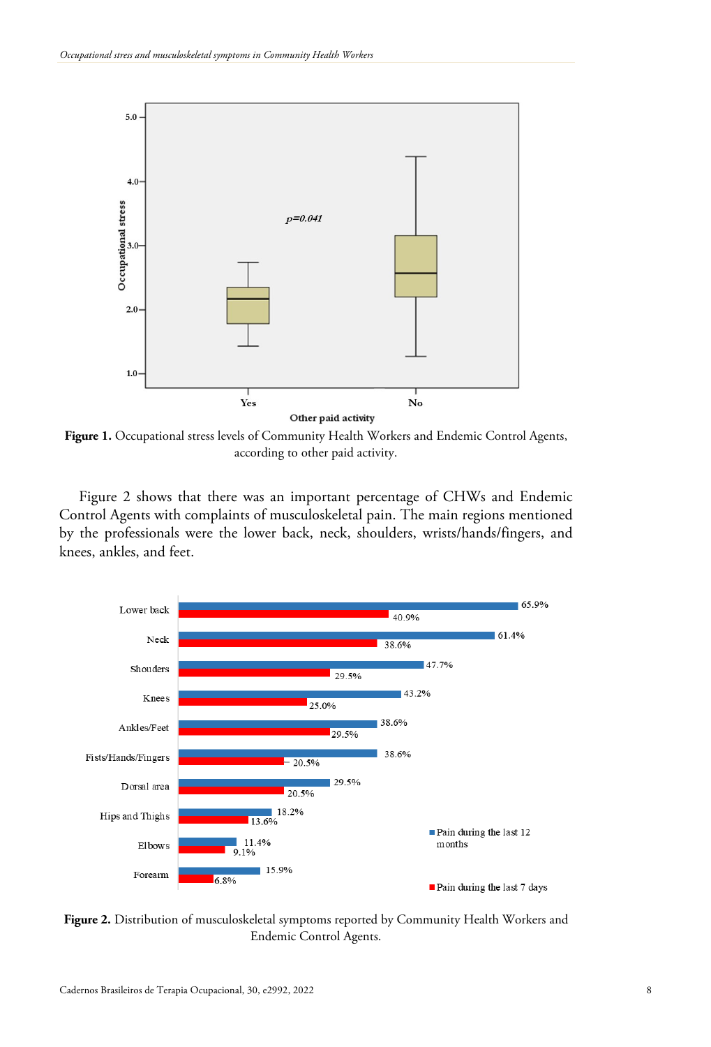**Figure 1.** Occupational stress levels of Community Health Workers and Endemic Control Agents, according to other paid activity.

Figure 2 shows that there was an important percentage of CHWs and Endemic Control Agents with complaints of musculoskeletal pain. The main regions mentioned by the professionals were the lower back, neck, shoulders, wrists/hands/fingers, and knees, ankles, and feet.

**Figure 2.** Distribution of musculoskeletal symptoms reported by Community Health Workers and Endemic Control Agents.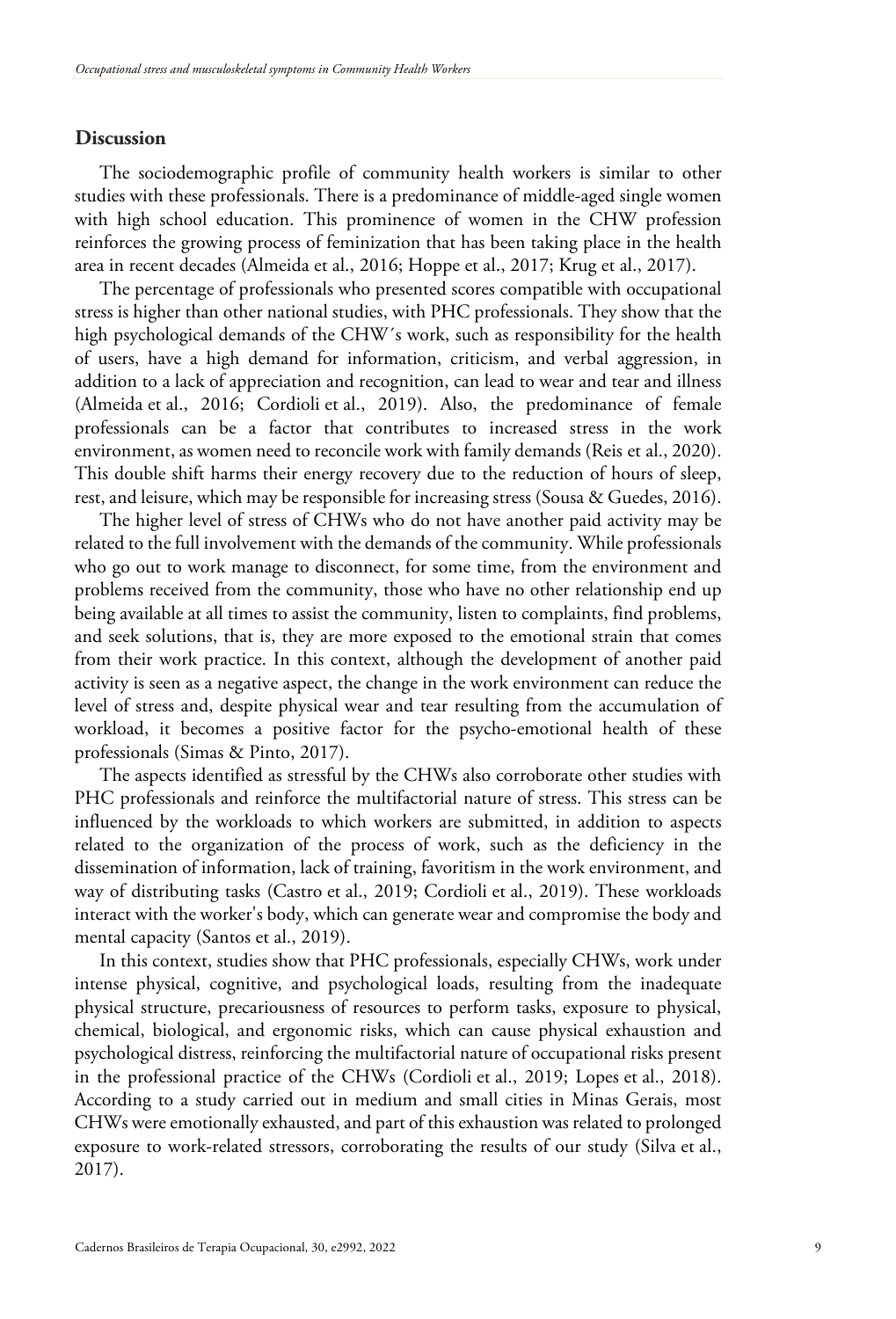## Discussion

The sociodemographic profile of community health workers is similar to other studies with these professionals. There is a predominance of middle-aged single women with high school education. This prominence of women in the CHW profession reinforces the growing process of feminization that has been taking place in the health area in recent decades (Almeida et al., 2016; Hoppe et al., 2017; Krug et al., 2017).

The percentage of professionals who presented scores compatible with occupational stress is higher than other national studies, with PHC professionals. They show that the high psychological demands of the CHW´s work, such as responsibility for the health of users, have a high demand for information, criticism, and verbal aggression, in addition to a lack of appreciation and recognition, can lead to wear and tear and illness (Almeida et al., 2016; Cordioli et al., 2019). Also, the predominance of female professionals can be a factor that contributes to increased stress in the work environment, as women need to reconcile work with family demands (Reis et al., 2020). This double shift harms their energy recovery due to the reduction of hours of sleep, rest, and leisure, which may be responsible for increasing stress (Sousa & Guedes, 2016).

The higher level of stress of CHWs who do not have another paid activity may be related to the full involvement with the demands of the community. While professionals who go out to work manage to disconnect, for some time, from the environment and problems received from the community, those who have no other relationship end up being available at all times to assist the community, listen to complaints, find problems, and seek solutions, that is, they are more exposed to the emotional strain that comes from their work practice. In this context, although the development of another paid activity is seen as a negative aspect, the change in the work environment can reduce the level of stress and, despite physical wear and tear resulting from the accumulation of workload, it becomes a positive factor for the psycho-emotional health of these professionals (Simas & Pinto, 2017).

The aspects identified as stressful by the CHWs also corroborate other studies with PHC professionals and reinforce the multifactorial nature of stress. This stress can be influenced by the workloads to which workers are submitted, in addition to aspects related to the organization of the process of work, such as the deficiency in the dissemination of information, lack of training, favoritism in the work environment, and way of distributing tasks (Castro et al., 2019; Cordioli et al., 2019). These workloads interact with the worker's body, which can generate wear and compromise the body and mental capacity (Santos et al., 2019).

In this context, studies show that PHC professionals, especially CHWs, work under intense physical, cognitive, and psychological loads, resulting from the inadequate physical structure, precariousness of resources to perform tasks, exposure to physical, chemical, biological, and ergonomic risks, which can cause physical exhaustion and psychological distress, reinforcing the multifactorial nature of occupational risks present in the professional practice of the CHWs (Cordioli et al., 2019; Lopes et al., 2018). According to a study carried out in medium and small cities in Minas Gerais, most CHWs were emotionally exhausted, and part of this exhaustion was related to prolonged exposure to work-related stressors, corroborating the results of our study (Silva et al., 2017).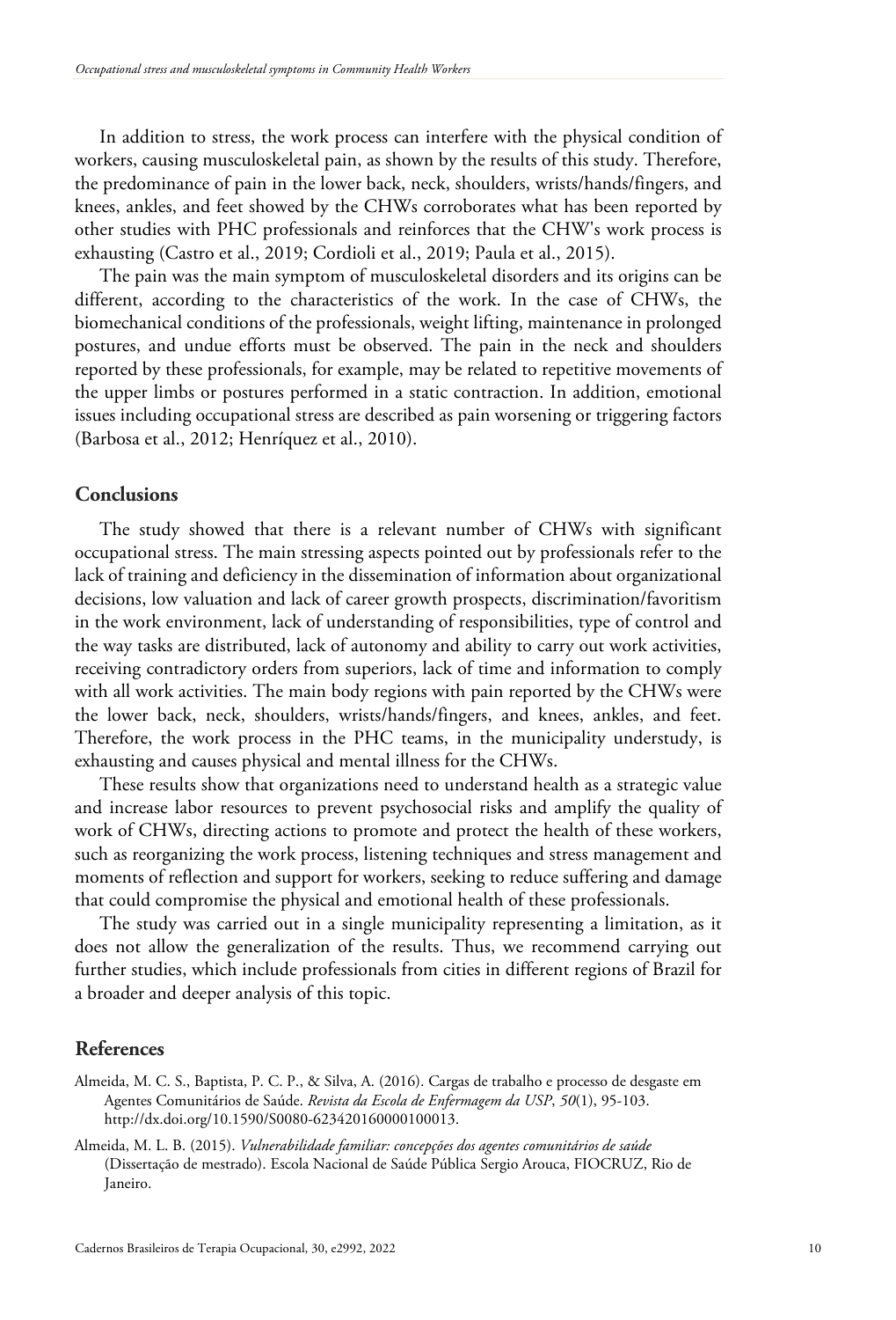In addition to stress, the work process can interfere with the physical condition of workers, causing musculoskeletal pain, as shown by the results of this study. Therefore, the predominance of pain in the lower back, neck, shoulders, wrists/hands/fingers, and knees, ankles, and feet showed by the CHWs corroborates what has been reported by other studies with PHC professionals and reinforces that the CHW's work process is exhausting (Castro et al., 2019; Cordioli et al., 2019; Paula et al., 2015).

The pain was the main symptom of musculoskeletal disorders and its origins can be different, according to the characteristics of the work. In the case of CHWs, the biomechanical conditions of the professionals, weight lifting, maintenance in prolonged postures, and undue efforts must be observed. The pain in the neck and shoulders reported by these professionals, for example, may be related to repetitive movements of the upper limbs or postures performed in a static contraction. In addition, emotional issues including occupational stress are described as pain worsening or triggering factors (Barbosa et al., 2012; Henríquez et al., 2010).

## Conclusions

The study showed that there is a relevant number of CHWs with significant occupational stress. The main stressing aspects pointed out by professionals refer to the lack of training and deficiency in the dissemination of information about organizational decisions, low valuation and lack of career growth prospects, discrimination/favoritism in the work environment, lack of understanding of responsibilities, type of control and the way tasks are distributed, lack of autonomy and ability to carry out work activities, receiving contradictory orders from superiors, lack of time and information to comply with all work activities. The main body regions with pain reported by the CHWs were the lower back, neck, shoulders, wrists/hands/fingers, and knees, ankles, and feet. Therefore, the work process in the PHC teams, in the municipality understudy, is exhausting and causes physical and mental illness for the CHWs.

These results show that organizations need to understand health as a strategic value and increase labor resources to prevent psychosocial risks and amplify the quality of work of CHWs, directing actions to promote and protect the health of these workers, such as reorganizing the work process, listening techniques and stress management and moments of reflection and support for workers, seeking to reduce suffering and damage that could compromise the physical and emotional health of these professionals.

The study was carried out in a single municipality representing a limitation, as it does not allow the generalization of the results. Thus, we recommend carrying out further studies, which include professionals from cities in different regions of Brazil for a broader and deeper analysis of this topic.

## References

Almeida, M. C. S., Baptista, P. C. P., & Silva, A. (2016). Cargas de trabalho e processo de desgaste em Agentes Comunitários de Saúde. *Revista da Escola de Enfermagem da USP*, *50*(1), 95-103. http://dx.doi.org/10.1590/S0080-623420160000100013.

Almeida, M. L. B. (2015). *Vulnerabilidade familiar: concepções dos agentes comunitários de saúde* (Dissertação de mestrado). Escola Nacional de Saúde Pública Sergio Arouca, FIOCRUZ, Rio de Janeiro.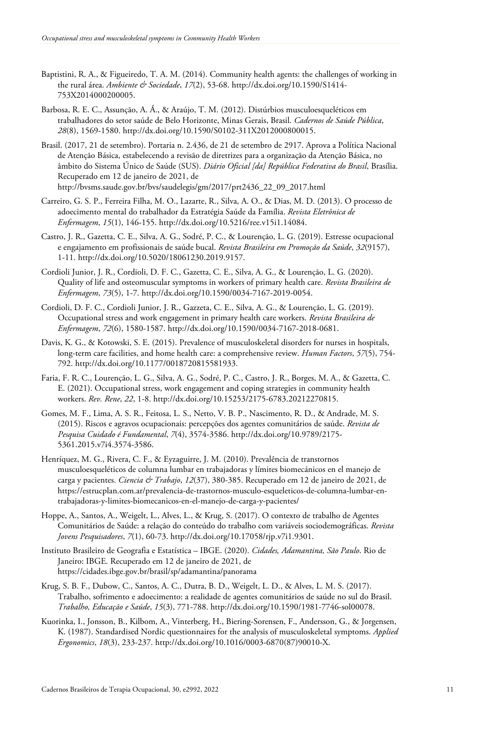Baptistini, R. A., & Figueiredo, T. A. M. (2014). Community health agents: the challenges of working in the rural área. *Ambiente & Sociedade*, *17*(2), 53-68. http://dx.doi.org/10.1590/S1414-753X2014000200005.

Barbosa, R. E. C., Assunção, A. Á., & Araújo, T. M. (2012). Distúrbios musculoesqueléticos em trabalhadores do setor saúde de Belo Horizonte, Minas Gerais, Brasil. *Cadernos de Saúde Pública*, *28*(8), 1569-1580. http://dx.doi.org/10.1590/S0102-311X2012000800015.

Brasil. (2017, 21 de setembro). Portaria n. 2.436, de 21 de setembro de 2917. Aprova a Política Nacional de Atenção Básica, estabelecendo a revisão de diretrizes para a organização da Atenção Básica, no âmbito do Sistema Único de Saúde (SUS). *Diário Oficial [da] República Federativa do Brasil*, Brasília. Recuperado em 12 de janeiro de 2021, de http://bvsms.saude.gov.br/bvs/saudelegis/gm/2017/prt2436_22_09_2017.html

Carreiro, G. S. P., Ferreira Filha, M. O., Lazarte, R., Silva, A. O., & Dias, M. D. (2013). O processo de adoecimento mental do trabalhador da Estratégia Saúde da Família. *Revista Eletrônica de Enfermagem*, *15*(1), 146-155. http://dx.doi.org/10.5216/ree.v15i1.14084.

Castro, J. R., Gazetta, C. E., Silva, A. G., Sodré, P. C., & Lourenção, L. G. (2019). Estresse ocupacional e engajamento em profissionais de saúde bucal. *Revista Brasileira em Promoção da Saúde*, *32*(9157), 1-11. http://dx.doi.org/10.5020/18061230.2019.9157.

Cordioli Junior, J. R., Cordioli, D. F. C., Gazetta, C. E., Silva, A. G., & Lourenção, L. G. (2020). Quality of life and osteomuscular symptoms in workers of primary health care. *Revista Brasileira de Enfermagem*, *73*(5), 1-7. http://dx.doi.org/10.1590/0034-7167-2019-0054.

Cordioli, D. F. C., Cordioli Junior, J. R., Gazzeta, C. E., Silva, A. G., & Lourenção, L. G. (2019). Occupational stress and work engagement in primary health care workers. *Revista Brasileira de Enfermagem*, *72*(6), 1580-1587. http://dx.doi.org/10.1590/0034-7167-2018-0681.

Davis, K. G., & Kotowski, S. E. (2015). Prevalence of musculoskeletal disorders for nurses in hospitals, long-term care facilities, and home health care: a comprehensive review. *Human Factors*, *57*(5), 754-792. http://dx.doi.org/10.1177/0018720815581933.

Faria, F. R. C., Lourenção, L. G., Silva, A. G., Sodré, P. C., Castro, J. R., Borges, M. A., & Gazetta, C. E. (2021). Occupational stress, work engagement and coping strategies in community health workers. *Rev. Rene*, *22*, 1-8. http://dx.doi.org/10.15253/2175-6783.20212270815.

Gomes, M. F., Lima, A. S. R., Feitosa, L. S., Netto, V. B. P., Nascimento, R. D., & Andrade, M. S. (2015). Riscos e agravos ocupacionais: percepções dos agentes comunitários de saúde. *Revista de Pesquisa Cuidado é Fundamental*, *7*(4), 3574-3586. http://dx.doi.org/10.9789/2175-5361.2015.v7i4.3574-3586.

Henríquez, M. G., Rivera, C. F., & Eyzaguirre, J. M. (2010). Prevalência de transtornos musculoesqueléticos de columna lumbar en trabajadoras y límites biomecánicos en el manejo de carga y pacientes. *Ciencia & Trabajo*, *12*(37), 380-385. Recuperado em 12 de janeiro de 2021, de https://estrucplan.com.ar/prevalencia-de-trastornos-musculo-esqueleticos-de-columna-lumbar-en-trabajadoras-y-limites-biomecanicos-en-el-manejo-de-carga-y-pacientes/

Hoppe, A., Santos, A., Weigelt, L., Alves, L., & Krug, S. (2017). O contexto de trabalho de Agentes Comunitários de Saúde: a relação do conteúdo do trabalho com variáveis sociodemográficas. *Revista Jovens Pesquisadores*, *7*(1), 60-73. http://dx.doi.org/10.17058/rjp.v7i1.9301.

Instituto Brasileiro de Geografia e Estatística – IBGE. (2020). *Cidades, Adamantina, São Paulo*. Rio de Janeiro: IBGE. Recuperado em 12 de janeiro de 2021, de https://cidades.ibge.gov.br/brasil/sp/adamantina/panorama

Krug, S. B. F., Dubow, C., Santos, A. C., Dutra, B. D., Weigelt, L. D., & Alves, L. M. S. (2017). Trabalho, sofrimento e adoecimento: a realidade de agentes comunitários de saúde no sul do Brasil. *Trabalho, Educação e Saúde*, *15*(3), 771-788. http://dx.doi.org/10.1590/1981-7746-sol00078.

Kuorinka, I., Jonsson, B., Kilbom, A., Vinterberg, H., Biering-Sorensen, F., Andersson, G., & Jorgensen, K. (1987). Standardised Nordic questionnaires for the analysis of musculoskeletal symptoms. *Applied Ergonomics*, *18*(3), 233-237. http://dx.doi.org/10.1016/0003-6870(87)90010-X.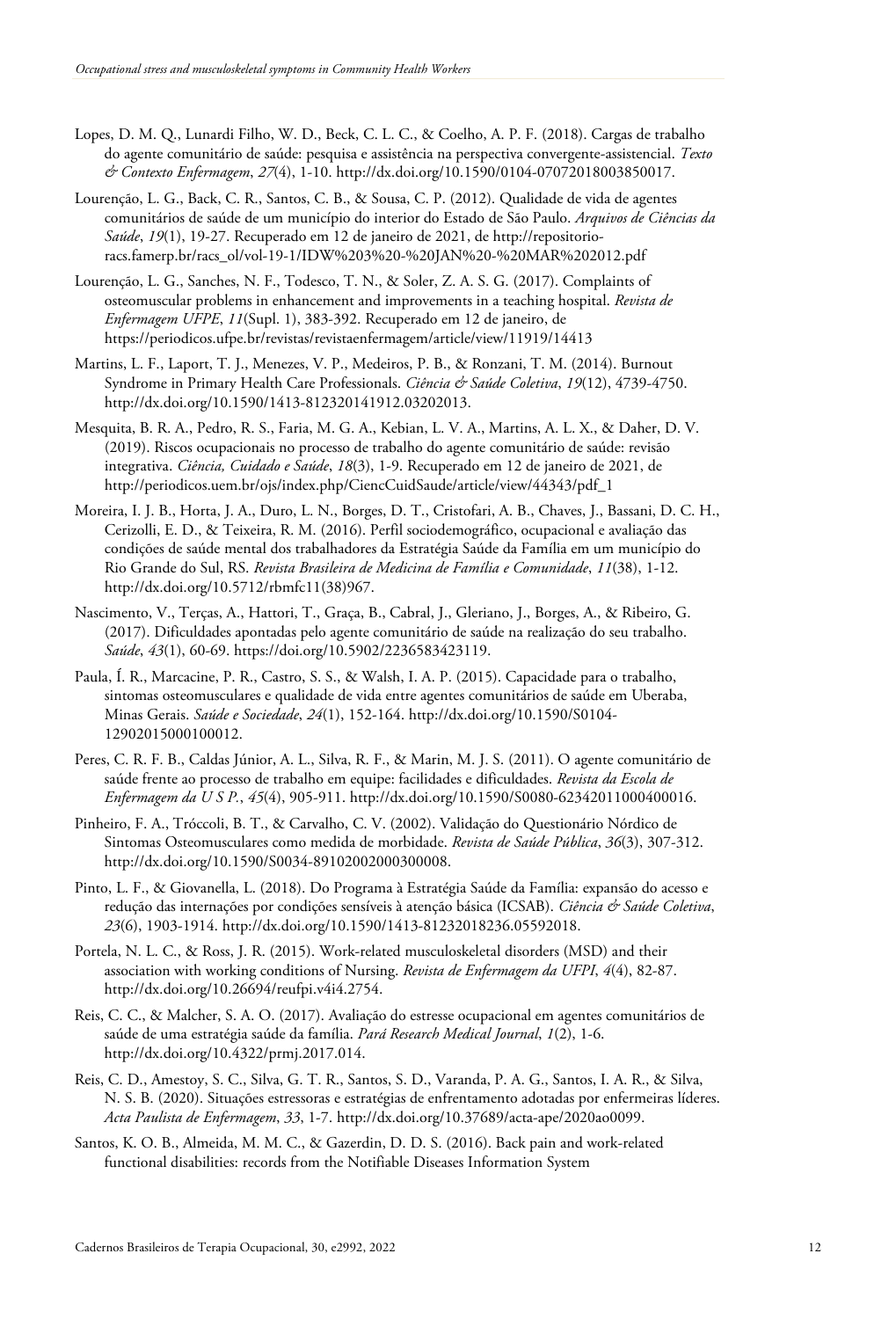Lopes, D. M. Q., Lunardi Filho, W. D., Beck, C. L. C., & Coelho, A. P. F. (2018). Cargas de trabalho do agente comunitário de saúde: pesquisa e assistência na perspectiva convergente-assistencial. *Texto & Contexto Enfermagem*, *27*(4), 1-10. http://dx.doi.org/10.1590/0104-07072018003850017.

Lourenção, L. G., Back, C. R., Santos, C. B., & Sousa, C. P. (2012). Qualidade de vida de agentes comunitários de saúde de um município do interior do Estado de São Paulo. *Arquivos de Ciências da Saúde*, *19*(1), 19-27. Recuperado em 12 de janeiro de 2021, de http://repositorio-racs.famerp.br/racs_ol/vol-19-1/IDW%203%20-%20JAN%20-%20MAR%202012.pdf

Lourenção, L. G., Sanches, N. F., Todesco, T. N., & Soler, Z. A. S. G. (2017). Complaints of osteomuscular problems in enhancement and improvements in a teaching hospital. *Revista de Enfermagem UFPE*, *11*(Supl. 1), 383-392. Recuperado em 12 de janeiro, de https://periodicos.ufpe.br/revistas/revistaenfermagem/article/view/11919/14413

Martins, L. F., Laport, T. J., Menezes, V. P., Medeiros, P. B., & Ronzani, T. M. (2014). Burnout Syndrome in Primary Health Care Professionals. *Ciência & Saúde Coletiva*, *19*(12), 4739-4750. http://dx.doi.org/10.1590/1413-812320141912.03202013.

Mesquita, B. R. A., Pedro, R. S., Faria, M. G. A., Kebian, L. V. A., Martins, A. L. X., & Daher, D. V. (2019). Riscos ocupacionais no processo de trabalho do agente comunitário de saúde: revisão integrativa. *Ciência, Cuidado e Saúde*, *18*(3), 1-9. Recuperado em 12 de janeiro de 2021, de http://periodicos.uem.br/ojs/index.php/CiencCuidSaude/article/view/44343/pdf_1

Moreira, I. J. B., Horta, J. A., Duro, L. N., Borges, D. T., Cristofari, A. B., Chaves, J., Bassani, D. C. H., Cerizolli, E. D., & Teixeira, R. M. (2016). Perfil sociodemográfico, ocupacional e avaliação das condições de saúde mental dos trabalhadores da Estratégia Saúde da Família em um município do Rio Grande do Sul, RS. *Revista Brasileira de Medicina de Família e Comunidade*, *11*(38), 1-12. http://dx.doi.org/10.5712/rbmfc11(38)967.

Nascimento, V., Terças, A., Hattori, T., Graça, B., Cabral, J., Gleriano, J., Borges, A., & Ribeiro, G. (2017). Dificuldades apontadas pelo agente comunitário de saúde na realização do seu trabalho. *Saúde*, *43*(1), 60-69. https://doi.org/10.5902/2236583423119.

Paula, Í. R., Marcacine, P. R., Castro, S. S., & Walsh, I. A. P. (2015). Capacidade para o trabalho, sintomas osteomusculares e qualidade de vida entre agentes comunitários de saúde em Uberaba, Minas Gerais. *Saúde e Sociedade*, *24*(1), 152-164. http://dx.doi.org/10.1590/S0104-12902015000100012.

Peres, C. R. F. B., Caldas Júnior, A. L., Silva, R. F., & Marin, M. J. S. (2011). O agente comunitário de saúde frente ao processo de trabalho em equipe: facilidades e dificuldades. *Revista da Escola de Enfermagem da U S P.*, *45*(4), 905-911. http://dx.doi.org/10.1590/S0080-62342011000400016.

Pinheiro, F. A., Tróccoli, B. T., & Carvalho, C. V. (2002). Validação do Questionário Nórdico de Sintomas Osteomusculares como medida de morbidade. *Revista de Saúde Pública*, *36*(3), 307-312. http://dx.doi.org/10.1590/S0034-89102002000300008.

Pinto, L. F., & Giovanella, L. (2018). Do Programa à Estratégia Saúde da Família: expansão do acesso e redução das internações por condições sensíveis à atenção básica (ICSAB). *Ciência & Saúde Coletiva*, *23*(6), 1903-1914. http://dx.doi.org/10.1590/1413-81232018236.05592018.

Portela, N. L. C., & Ross, J. R. (2015). Work-related musculoskeletal disorders (MSD) and their association with working conditions of Nursing. *Revista de Enfermagem da UFPI*, *4*(4), 82-87. http://dx.doi.org/10.26694/reufpi.v4i4.2754.

Reis, C. C., & Malcher, S. A. O. (2017). Avaliação do estresse ocupacional em agentes comunitários de saúde de uma estratégia saúde da família. *Pará Research Medical Journal*, *1*(2), 1-6. http://dx.doi.org/10.4322/prmj.2017.014.

Reis, C. D., Amestoy, S. C., Silva, G. T. R., Santos, S. D., Varanda, P. A. G., Santos, I. A. R., & Silva, N. S. B. (2020). Situações estressoras e estratégias de enfrentamento adotadas por enfermeiras líderes. *Acta Paulista de Enfermagem*, *33*, 1-7. http://dx.doi.org/10.37689/acta-ape/2020ao0099.

Santos, K. O. B., Almeida, M. M. C., & Gazerdin, D. D. S. (2016). Back pain and work-related functional disabilities: records from the Notifiable Diseases Information System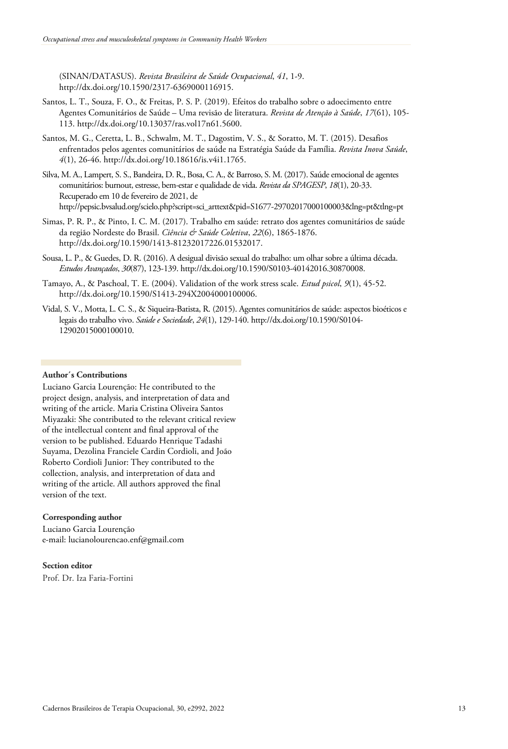(SINAN/DATASUS). *Revista Brasileira de Saúde Ocupacional*, *41*, 1-9. http://dx.doi.org/10.1590/2317-6369000116915.

Santos, L. T., Souza, F. O., & Freitas, P. S. P. (2019). Efeitos do trabalho sobre o adoecimento entre Agentes Comunitários de Saúde – Uma revisão de literatura. *Revista de Atenção à Saúde*, *17*(61), 105-113. http://dx.doi.org/10.13037/ras.vol17n61.5600.

Santos, M. G., Ceretta, L. B., Schwalm, M. T., Dagostim, V. S., & Soratto, M. T. (2015). Desafios enfrentados pelos agentes comunitários de saúde na Estratégia Saúde da Família. *Revista Inova Saúde*, *4*(1), 26-46. http://dx.doi.org/10.18616/is.v4i1.1765.

Silva, M. A., Lampert, S. S., Bandeira, D. R., Bosa, C. A., & Barroso, S. M. (2017). Saúde emocional de agentes comunitários: burnout, estresse, bem-estar e qualidade de vida. *Revista da SPAGESP*, *18*(1), 20-33. Recuperado em 10 de fevereiro de 2021, de http://pepsic.bvsalud.org/scielo.php?script=sci_arttext&pid=S1677-29702017000100003&lng=pt&tlng=pt

Simas, P. R. P., & Pinto, I. C. M. (2017). Trabalho em saúde: retrato dos agentes comunitários de saúde da região Nordeste do Brasil. *Ciência & Saúde Coletiva*, *22*(6), 1865-1876. http://dx.doi.org/10.1590/1413-81232017226.01532017.

Sousa, L. P., & Guedes, D. R. (2016). A desigual divisão sexual do trabalho: um olhar sobre a última década. *Estudos Avançados*, *30*(87), 123-139. http://dx.doi.org/10.1590/S0103-40142016.30870008.

Tamayo, A., & Paschoal, T. E. (2004). Validation of the work stress scale. *Estud psicol*, *9*(1), 45-52. http://dx.doi.org/10.1590/S1413-294X2004000100006.

Vidal, S. V., Motta, L. C. S., & Siqueira-Batista, R. (2015). Agentes comunitários de saúde: aspectos bioéticos e legais do trabalho vivo. *Saúde e Sociedade*, *24*(1), 129-140. http://dx.doi.org/10.1590/S0104-12902015000100010.

**Author´s Contributions**

Luciano Garcia Lourenção: He contributed to the project design, analysis, and interpretation of data and writing of the article. Maria Cristina Oliveira Santos Miyazaki: She contributed to the relevant critical review of the intellectual content and final approval of the version to be published. Eduardo Henrique Tadashi Suyama, Dezolina Franciele Cardin Cordioli, and João Roberto Cordioli Junior: They contributed to the collection, analysis, and interpretation of data and writing of the article. All authors approved the final version of the text.

**Corresponding author**

Luciano Garcia Lourenção
e-mail: lucianolourencao.enf@gmail.com

**Section editor**

Prof. Dr. Iza Faria-Fortini